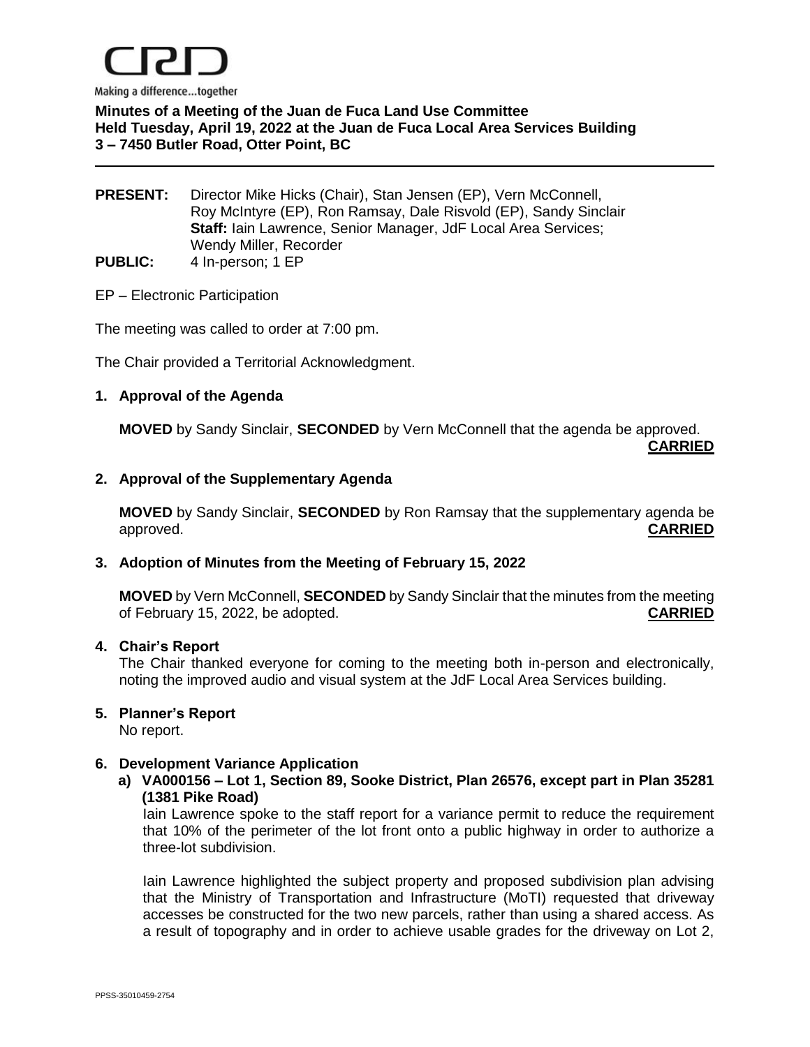CRD

Making a difference...together

**Minutes of a Meeting of the Juan de Fuca Land Use Committee**
**Held Tuesday, April 19, 2022 at the Juan de Fuca Local Area Services Building**
**3 – 7450 Butler Road, Otter Point, BC**

---

**PRESENT:** Director Mike Hicks (Chair), Stan Jensen (EP), Vern McConnell, Roy McIntyre (EP), Ron Ramsay, Dale Risvold (EP), Sandy Sinclair
**Staff:** Iain Lawrence, Senior Manager, JdF Local Area Services; Wendy Miller, Recorder

**PUBLIC:** 4 In-person; 1 EP

EP – Electronic Participation

The meeting was called to order at 7:00 pm.

The Chair provided a Territorial Acknowledgment.

## 1. Approval of the Agenda

**MOVED** by Sandy Sinclair, **SECONDED** by Vern McConnell that the agenda be approved.
**CARRIED**

## 2. Approval of the Supplementary Agenda

**MOVED** by Sandy Sinclair, **SECONDED** by Ron Ramsay that the supplementary agenda be approved. **CARRIED**

## 3. Adoption of Minutes from the Meeting of February 15, 2022

**MOVED** by Vern McConnell, **SECONDED** by Sandy Sinclair that the minutes from the meeting of February 15, 2022, be adopted. **CARRIED**

## 4. Chair's Report

The Chair thanked everyone for coming to the meeting both in-person and electronically, noting the improved audio and visual system at the JdF Local Area Services building.

## 5. Planner's Report

No report.

## 6. Development Variance Application

**a) VA000156 – Lot 1, Section 89, Sooke District, Plan 26576, except part in Plan 35281 (1381 Pike Road)**

Iain Lawrence spoke to the staff report for a variance permit to reduce the requirement that 10% of the perimeter of the lot front onto a public highway in order to authorize a three-lot subdivision.

Iain Lawrence highlighted the subject property and proposed subdivision plan advising that the Ministry of Transportation and Infrastructure (MoTI) requested that driveway accesses be constructed for the two new parcels, rather than using a shared access. As a result of topography and in order to achieve usable grades for the driveway on Lot 2,

PPSS-35010459-2754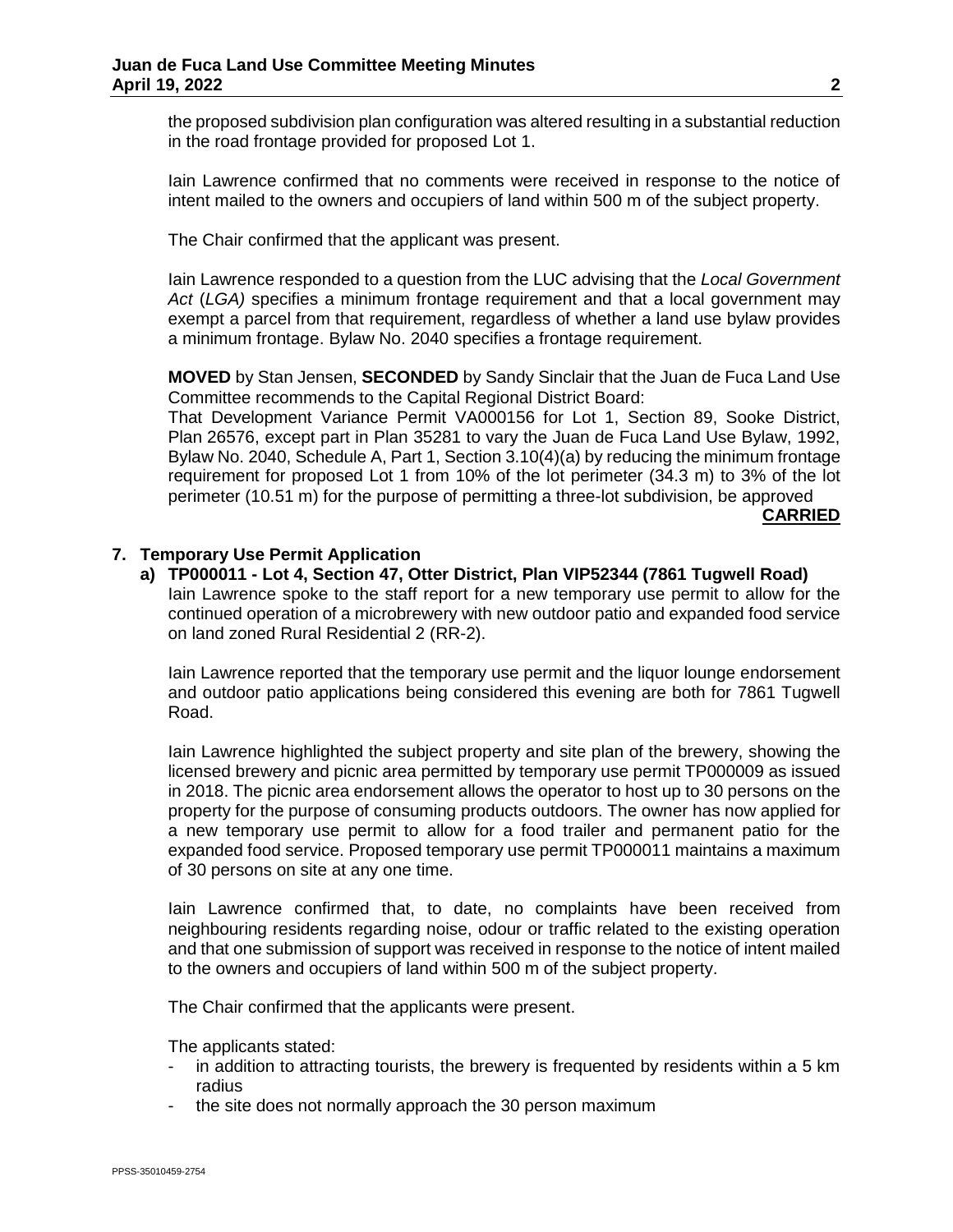the proposed subdivision plan configuration was altered resulting in a substantial reduction in the road frontage provided for proposed Lot 1.

Iain Lawrence confirmed that no comments were received in response to the notice of intent mailed to the owners and occupiers of land within 500 m of the subject property.

The Chair confirmed that the applicant was present.

Iain Lawrence responded to a question from the LUC advising that the *Local Government Act* (*LGA)* specifies a minimum frontage requirement and that a local government may exempt a parcel from that requirement, regardless of whether a land use bylaw provides a minimum frontage. Bylaw No. 2040 specifies a frontage requirement.

**MOVED** by Stan Jensen, **SECONDED** by Sandy Sinclair that the Juan de Fuca Land Use Committee recommends to the Capital Regional District Board:
That Development Variance Permit VA000156 for Lot 1, Section 89, Sooke District, Plan 26576, except part in Plan 35281 to vary the Juan de Fuca Land Use Bylaw, 1992, Bylaw No. 2040, Schedule A, Part 1, Section 3.10(4)(a) by reducing the minimum frontage requirement for proposed Lot 1 from 10% of the lot perimeter (34.3 m) to 3% of the lot perimeter (10.51 m) for the purpose of permitting a three-lot subdivision, be approved

**CARRIED**

## 7. Temporary Use Permit Application

### a) TP000011 - Lot 4, Section 47, Otter District, Plan VIP52344 (7861 Tugwell Road)

Iain Lawrence spoke to the staff report for a new temporary use permit to allow for the continued operation of a microbrewery with new outdoor patio and expanded food service on land zoned Rural Residential 2 (RR-2).

Iain Lawrence reported that the temporary use permit and the liquor lounge endorsement and outdoor patio applications being considered this evening are both for 7861 Tugwell Road.

Iain Lawrence highlighted the subject property and site plan of the brewery, showing the licensed brewery and picnic area permitted by temporary use permit TP000009 as issued in 2018. The picnic area endorsement allows the operator to host up to 30 persons on the property for the purpose of consuming products outdoors. The owner has now applied for a new temporary use permit to allow for a food trailer and permanent patio for the expanded food service. Proposed temporary use permit TP000011 maintains a maximum of 30 persons on site at any one time.

Iain Lawrence confirmed that, to date, no complaints have been received from neighbouring residents regarding noise, odour or traffic related to the existing operation and that one submission of support was received in response to the notice of intent mailed to the owners and occupiers of land within 500 m of the subject property.

The Chair confirmed that the applicants were present.

The applicants stated:

- in addition to attracting tourists, the brewery is frequented by residents within a 5 km radius
- the site does not normally approach the 30 person maximum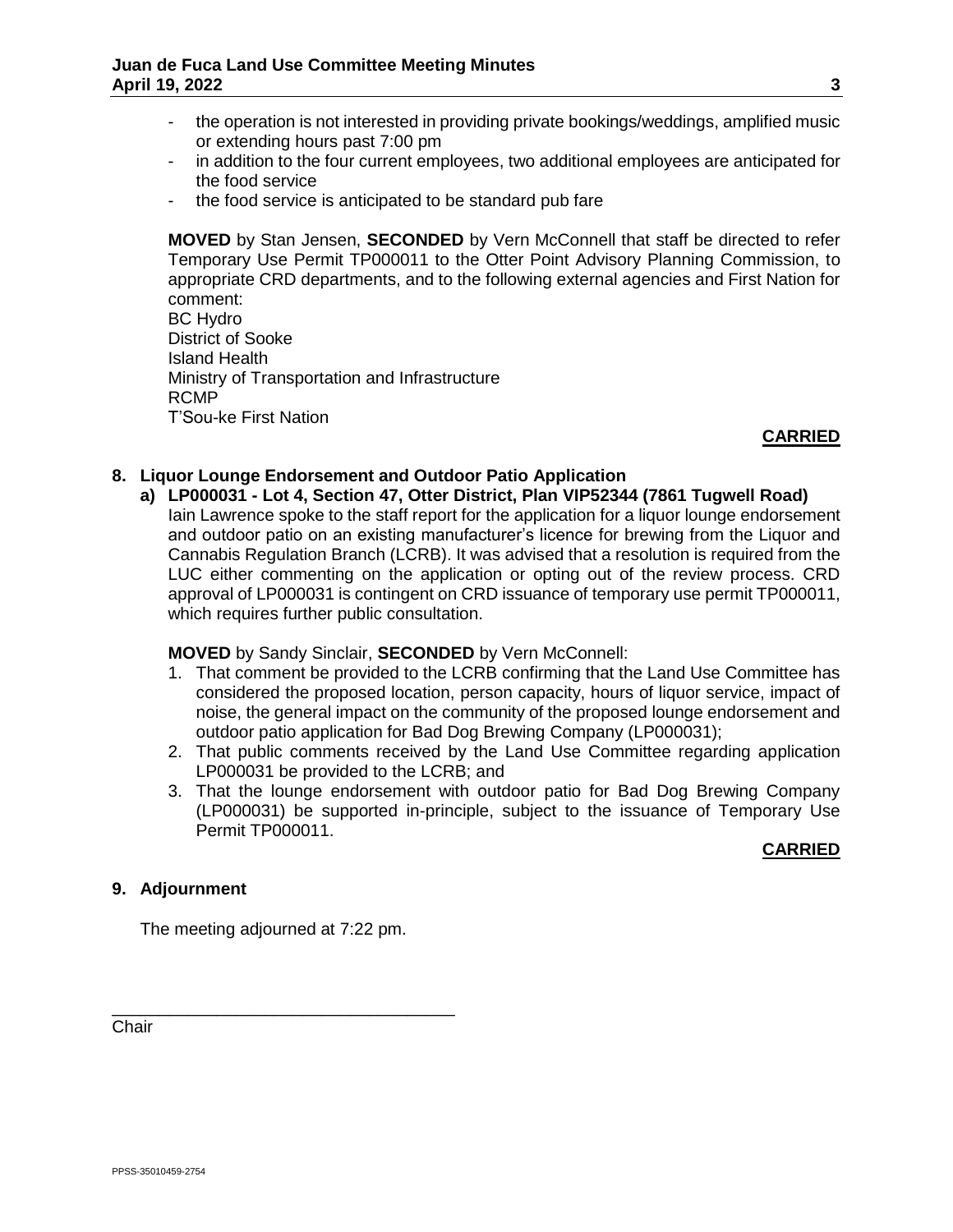- the operation is not interested in providing private bookings/weddings, amplified music or extending hours past 7:00 pm
- in addition to the four current employees, two additional employees are anticipated for the food service
- the food service is anticipated to be standard pub fare

**MOVED** by Stan Jensen, **SECONDED** by Vern McConnell that staff be directed to refer Temporary Use Permit TP000011 to the Otter Point Advisory Planning Commission, to appropriate CRD departments, and to the following external agencies and First Nation for comment:
BC Hydro
District of Sooke
Island Health
Ministry of Transportation and Infrastructure
RCMP
T'Sou-ke First Nation

**CARRIED**

## 8. Liquor Lounge Endorsement and Outdoor Patio Application

### a) LP000031 - Lot 4, Section 47, Otter District, Plan VIP52344 (7861 Tugwell Road)

Iain Lawrence spoke to the staff report for the application for a liquor lounge endorsement and outdoor patio on an existing manufacturer's licence for brewing from the Liquor and Cannabis Regulation Branch (LCRB). It was advised that a resolution is required from the LUC either commenting on the application or opting out of the review process. CRD approval of LP000031 is contingent on CRD issuance of temporary use permit TP000011, which requires further public consultation.

**MOVED** by Sandy Sinclair, **SECONDED** by Vern McConnell:

1. That comment be provided to the LCRB confirming that the Land Use Committee has considered the proposed location, person capacity, hours of liquor service, impact of noise, the general impact on the community of the proposed lounge endorsement and outdoor patio application for Bad Dog Brewing Company (LP000031);
2. That public comments received by the Land Use Committee regarding application LP000031 be provided to the LCRB; and
3. That the lounge endorsement with outdoor patio for Bad Dog Brewing Company (LP000031) be supported in-principle, subject to the issuance of Temporary Use Permit TP000011.

**CARRIED**

## 9. Adjournment

The meeting adjourned at 7:22 pm.

\_\_\_\_\_\_\_\_\_\_\_\_\_\_\_\_\_\_\_\_\_\_\_\_\_\_\_\_\_\_\_\_\_\_\_
Chair

PPSS-35010459-2754